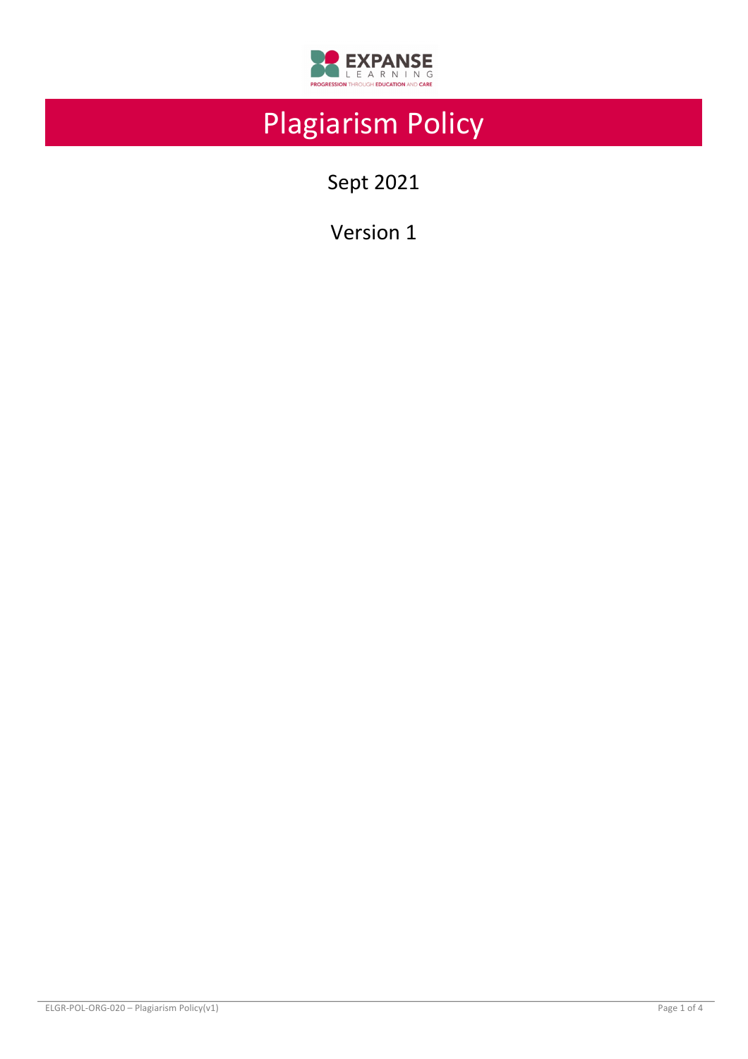# Plagiarism Policy

Sept 2021

Version 1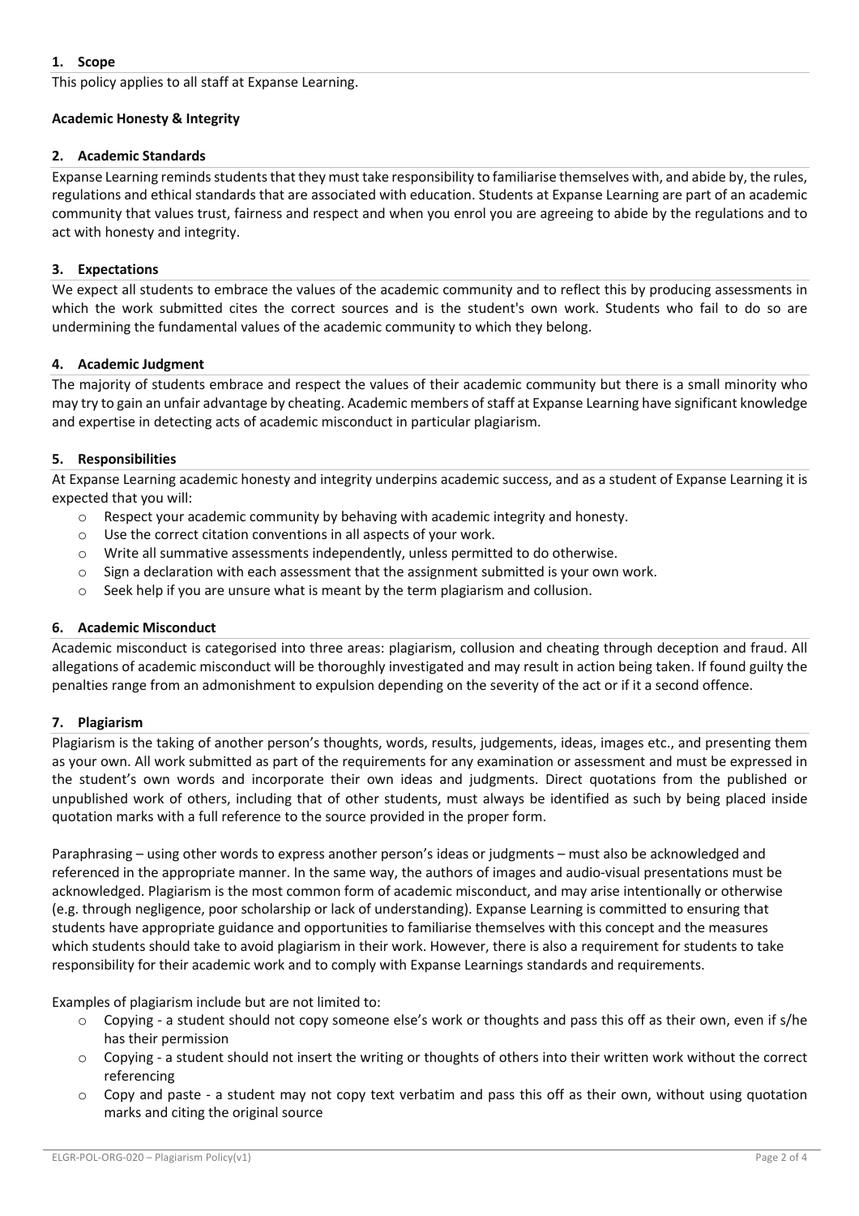## 1. Scope

This policy applies to all staff at Expanse Learning.

**Academic Honesty & Integrity**

## 2. Academic Standards

Expanse Learning reminds students that they must take responsibility to familiarise themselves with, and abide by, the rules, regulations and ethical standards that are associated with education. Students at Expanse Learning are part of an academic community that values trust, fairness and respect and when you enrol you are agreeing to abide by the regulations and to act with honesty and integrity.

## 3. Expectations

We expect all students to embrace the values of the academic community and to reflect this by producing assessments in which the work submitted cites the correct sources and is the student's own work. Students who fail to do so are undermining the fundamental values of the academic community to which they belong.

## 4. Academic Judgment

The majority of students embrace and respect the values of their academic community but there is a small minority who may try to gain an unfair advantage by cheating. Academic members of staff at Expanse Learning have significant knowledge and expertise in detecting acts of academic misconduct in particular plagiarism.

## 5. Responsibilities

At Expanse Learning academic honesty and integrity underpins academic success, and as a student of Expanse Learning it is expected that you will:

- Respect your academic community by behaving with academic integrity and honesty.
- Use the correct citation conventions in all aspects of your work.
- Write all summative assessments independently, unless permitted to do otherwise.
- Sign a declaration with each assessment that the assignment submitted is your own work.
- Seek help if you are unsure what is meant by the term plagiarism and collusion.

## 6. Academic Misconduct

Academic misconduct is categorised into three areas: plagiarism, collusion and cheating through deception and fraud. All allegations of academic misconduct will be thoroughly investigated and may result in action being taken. If found guilty the penalties range from an admonishment to expulsion depending on the severity of the act or if it a second offence.

## 7. Plagiarism

Plagiarism is the taking of another person's thoughts, words, results, judgements, ideas, images etc., and presenting them as your own. All work submitted as part of the requirements for any examination or assessment and must be expressed in the student's own words and incorporate their own ideas and judgments. Direct quotations from the published or unpublished work of others, including that of other students, must always be identified as such by being placed inside quotation marks with a full reference to the source provided in the proper form.

Paraphrasing – using other words to express another person's ideas or judgments – must also be acknowledged and referenced in the appropriate manner. In the same way, the authors of images and audio-visual presentations must be acknowledged. Plagiarism is the most common form of academic misconduct, and may arise intentionally or otherwise (e.g. through negligence, poor scholarship or lack of understanding). Expanse Learning is committed to ensuring that students have appropriate guidance and opportunities to familiarise themselves with this concept and the measures which students should take to avoid plagiarism in their work. However, there is also a requirement for students to take responsibility for their academic work and to comply with Expanse Learnings standards and requirements.

Examples of plagiarism include but are not limited to:

- Copying - a student should not copy someone else's work or thoughts and pass this off as their own, even if s/he has their permission
- Copying - a student should not insert the writing or thoughts of others into their written work without the correct referencing
- Copy and paste - a student may not copy text verbatim and pass this off as their own, without using quotation marks and citing the original source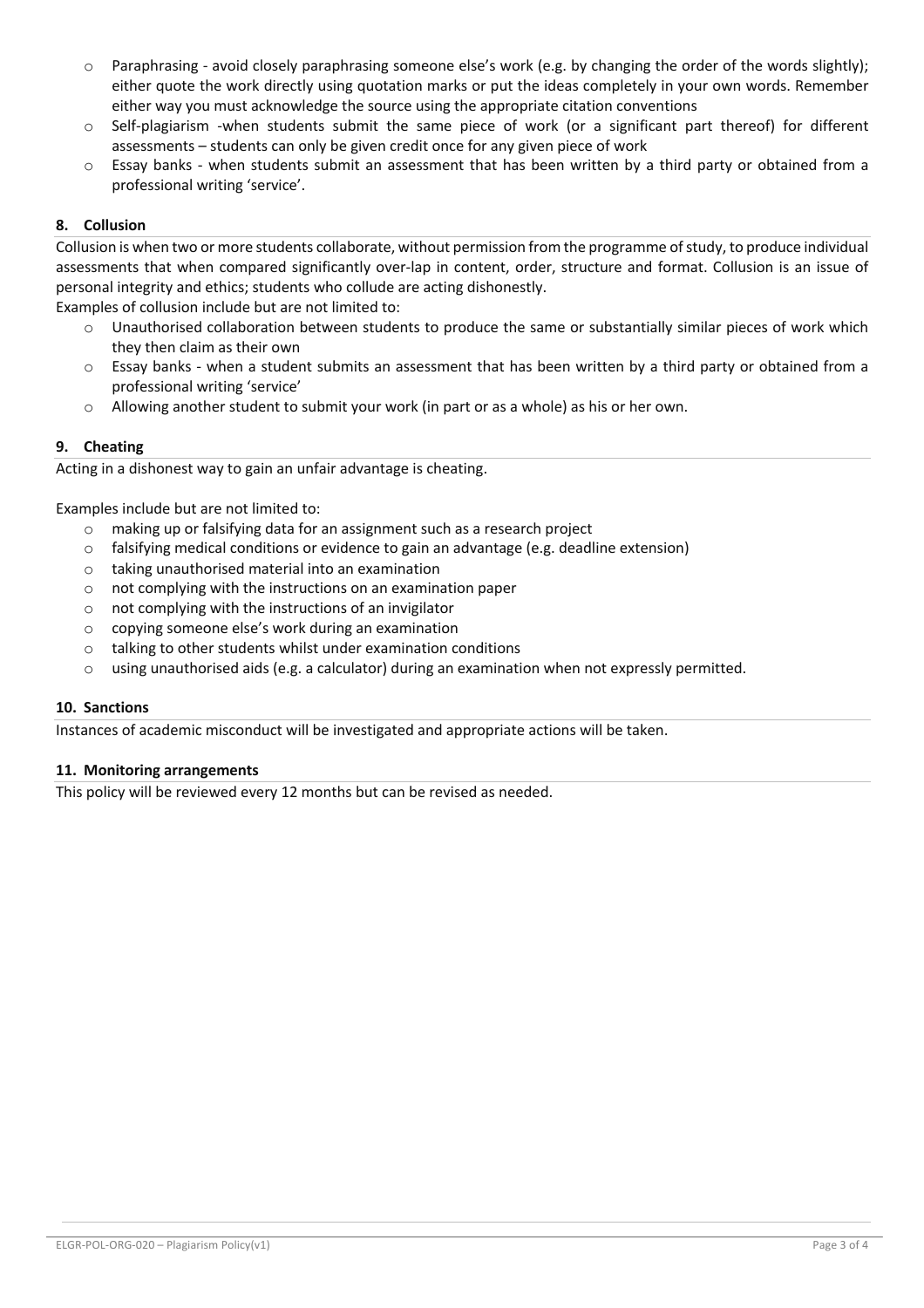- Paraphrasing - avoid closely paraphrasing someone else's work (e.g. by changing the order of the words slightly); either quote the work directly using quotation marks or put the ideas completely in your own words. Remember either way you must acknowledge the source using the appropriate citation conventions
- Self-plagiarism -when students submit the same piece of work (or a significant part thereof) for different assessments – students can only be given credit once for any given piece of work
- Essay banks - when students submit an assessment that has been written by a third party or obtained from a professional writing 'service'.

## 8. Collusion

Collusion is when two or more students collaborate, without permission from the programme of study, to produce individual assessments that when compared significantly over-lap in content, order, structure and format. Collusion is an issue of personal integrity and ethics; students who collude are acting dishonestly.

Examples of collusion include but are not limited to:

- Unauthorised collaboration between students to produce the same or substantially similar pieces of work which they then claim as their own
- Essay banks - when a student submits an assessment that has been written by a third party or obtained from a professional writing 'service'
- Allowing another student to submit your work (in part or as a whole) as his or her own.

## 9. Cheating

Acting in a dishonest way to gain an unfair advantage is cheating.

Examples include but are not limited to:

- making up or falsifying data for an assignment such as a research project
- falsifying medical conditions or evidence to gain an advantage (e.g. deadline extension)
- taking unauthorised material into an examination
- not complying with the instructions on an examination paper
- not complying with the instructions of an invigilator
- copying someone else's work during an examination
- talking to other students whilst under examination conditions
- using unauthorised aids (e.g. a calculator) during an examination when not expressly permitted.

## 10. Sanctions

Instances of academic misconduct will be investigated and appropriate actions will be taken.

## 11. Monitoring arrangements

This policy will be reviewed every 12 months but can be revised as needed.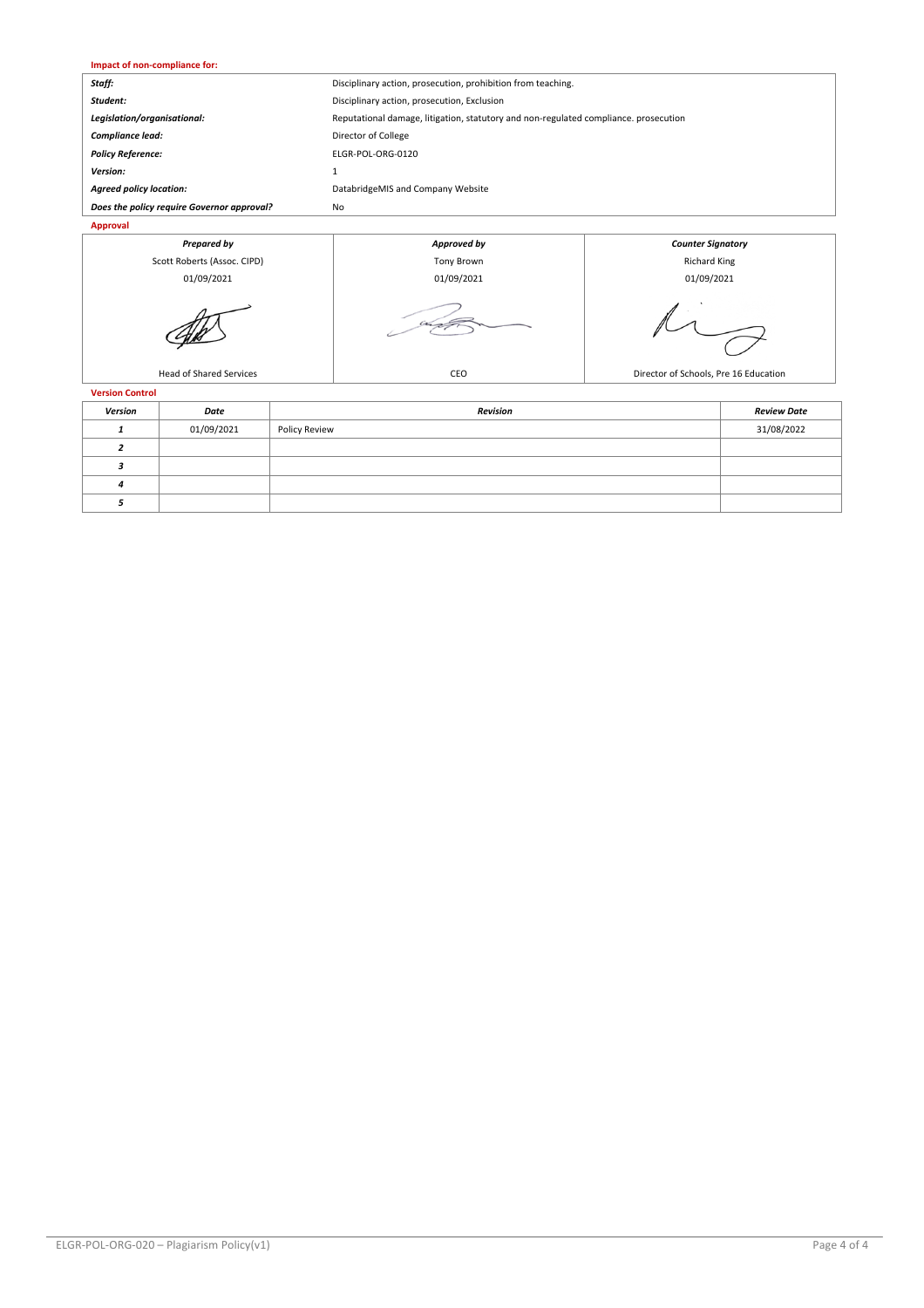**Impact of non-compliance for:**

| | |
|---|---|
| ***Staff:*** | Disciplinary action, prosecution, prohibition from teaching. |
| ***Student:*** | Disciplinary action, prosecution, Exclusion |
| ***Legislation/organisational:*** | Reputational damage, litigation, statutory and non-regulated compliance. prosecution |
| ***Compliance lead:*** | Director of College |
| ***Policy Reference:*** | ELGR-POL-ORG-0120 |
| ***Version:*** | 1 |
| ***Agreed policy location:*** | DatabridgeMIS and Company Website |
| ***Does the policy require Governor approval?*** | No |

**Approval**

| ***Prepared by*** | ***Approved by*** | ***Counter Signatory*** |
|---|---|---|
| Scott Roberts (Assoc. CIPD) | Tony Brown | Richard King |
| 01/09/2021 | 01/09/2021 | 01/09/2021 |
| | | |
| Head of Shared Services | CEO | Director of Schools, Pre 16 Education |

**Version Control**

| ***Version*** | ***Date*** | ***Revision*** | ***Review Date*** |
|---|---|---|---|
| ***1*** | 01/09/2021 | Policy Review | 31/08/2022 |
| ***2*** | | | |
| ***3*** | | | |
| ***4*** | | | |
| ***5*** | | | |